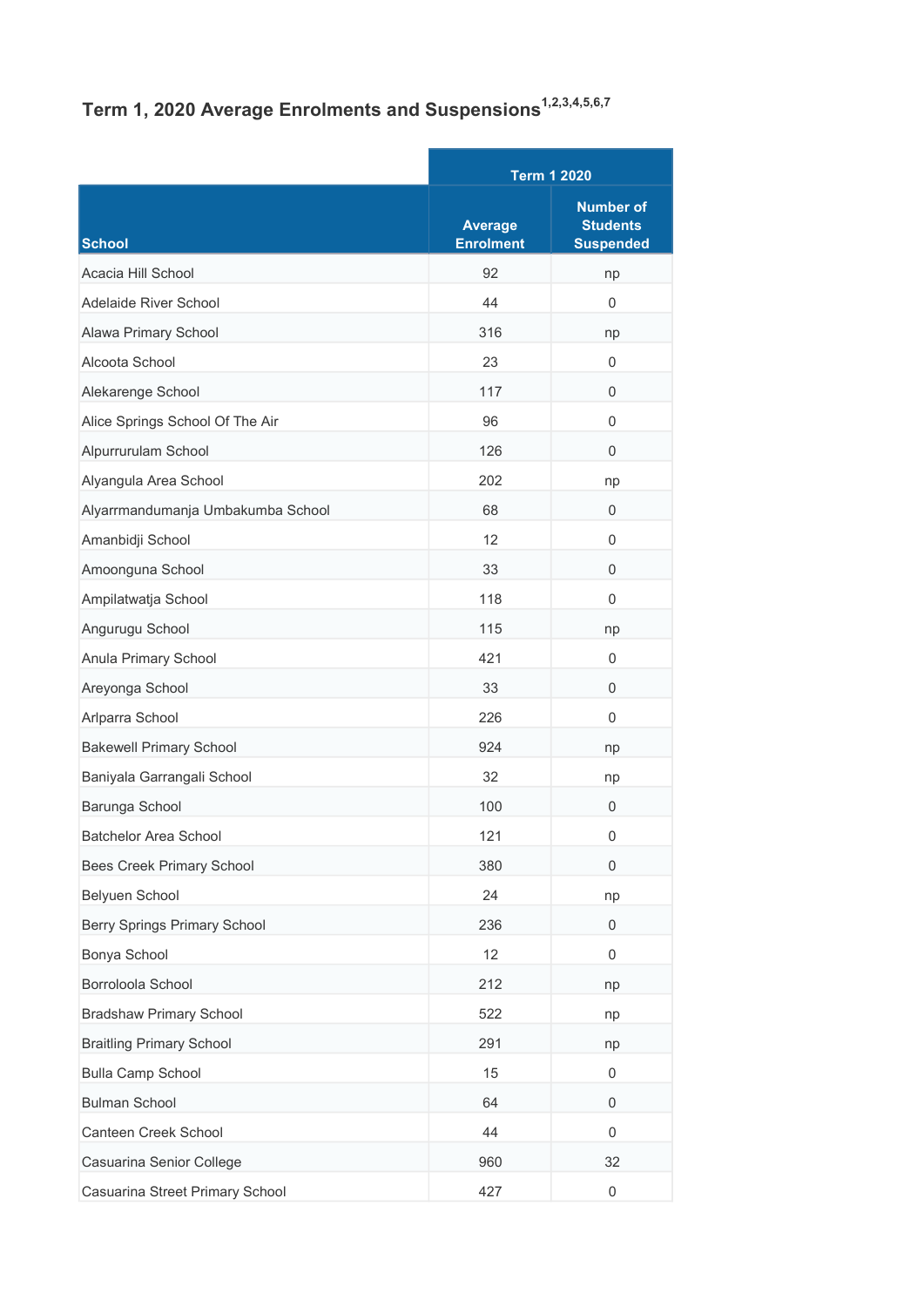## Term 1, 2020 Average Enrolments and Suspensions[1,2,3,4,5,6,7]

| | Term 1 2020 | |
|---|---|---|
| School | Average Enrolment | Number of Students Suspended |
| Acacia Hill School | 92 | np |
| Adelaide River School | 44 | 0 |
| Alawa Primary School | 316 | np |
| Alcoota School | 23 | 0 |
| Alekarenge School | 117 | 0 |
| Alice Springs School Of The Air | 96 | 0 |
| Alpurrurulam School | 126 | 0 |
| Alyangula Area School | 202 | np |
| Alyarrmandumanja Umbakumba School | 68 | 0 |
| Amanbidji School | 12 | 0 |
| Amoonguna School | 33 | 0 |
| Ampilatwatja School | 118 | 0 |
| Angurugu School | 115 | np |
| Anula Primary School | 421 | 0 |
| Areyonga School | 33 | 0 |
| Arlparra School | 226 | 0 |
| Bakewell Primary School | 924 | np |
| Baniyala Garrangali School | 32 | np |
| Barunga School | 100 | 0 |
| Batchelor Area School | 121 | 0 |
| Bees Creek Primary School | 380 | 0 |
| Belyuen School | 24 | np |
| Berry Springs Primary School | 236 | 0 |
| Bonya School | 12 | 0 |
| Borroloola School | 212 | np |
| Bradshaw Primary School | 522 | np |
| Braitling Primary School | 291 | np |
| Bulla Camp School | 15 | 0 |
| Bulman School | 64 | 0 |
| Canteen Creek School | 44 | 0 |
| Casuarina Senior College | 960 | 32 |
| Casuarina Street Primary School | 427 | 0 |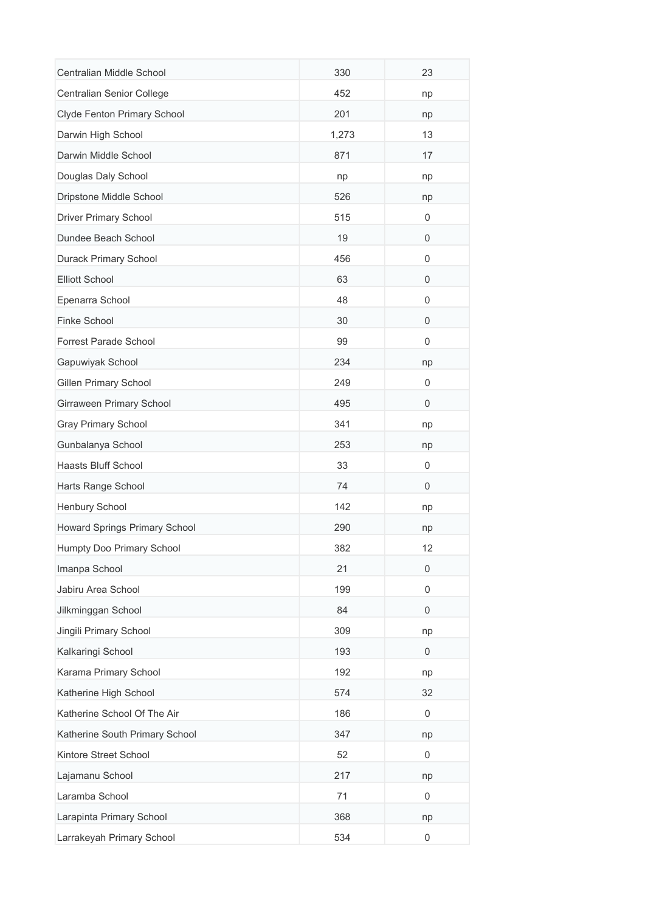| | | |
|---|---|---|
| Centralian Middle School | 330 | 23 |
| Centralian Senior College | 452 | np |
| Clyde Fenton Primary School | 201 | np |
| Darwin High School | 1,273 | 13 |
| Darwin Middle School | 871 | 17 |
| Douglas Daly School | np | np |
| Dripstone Middle School | 526 | np |
| Driver Primary School | 515 | 0 |
| Dundee Beach School | 19 | 0 |
| Durack Primary School | 456 | 0 |
| Elliott School | 63 | 0 |
| Epenarra School | 48 | 0 |
| Finke School | 30 | 0 |
| Forrest Parade School | 99 | 0 |
| Gapuwiyak School | 234 | np |
| Gillen Primary School | 249 | 0 |
| Girraween Primary School | 495 | 0 |
| Gray Primary School | 341 | np |
| Gunbalanya School | 253 | np |
| Haasts Bluff School | 33 | 0 |
| Harts Range School | 74 | 0 |
| Henbury School | 142 | np |
| Howard Springs Primary School | 290 | np |
| Humpty Doo Primary School | 382 | 12 |
| Imanpa School | 21 | 0 |
| Jabiru Area School | 199 | 0 |
| Jilkminggan School | 84 | 0 |
| Jingili Primary School | 309 | np |
| Kalkaringi School | 193 | 0 |
| Karama Primary School | 192 | np |
| Katherine High School | 574 | 32 |
| Katherine School Of The Air | 186 | 0 |
| Katherine South Primary School | 347 | np |
| Kintore Street School | 52 | 0 |
| Lajamanu School | 217 | np |
| Laramba School | 71 | 0 |
| Larapinta Primary School | 368 | np |
| Larrakeyah Primary School | 534 | 0 |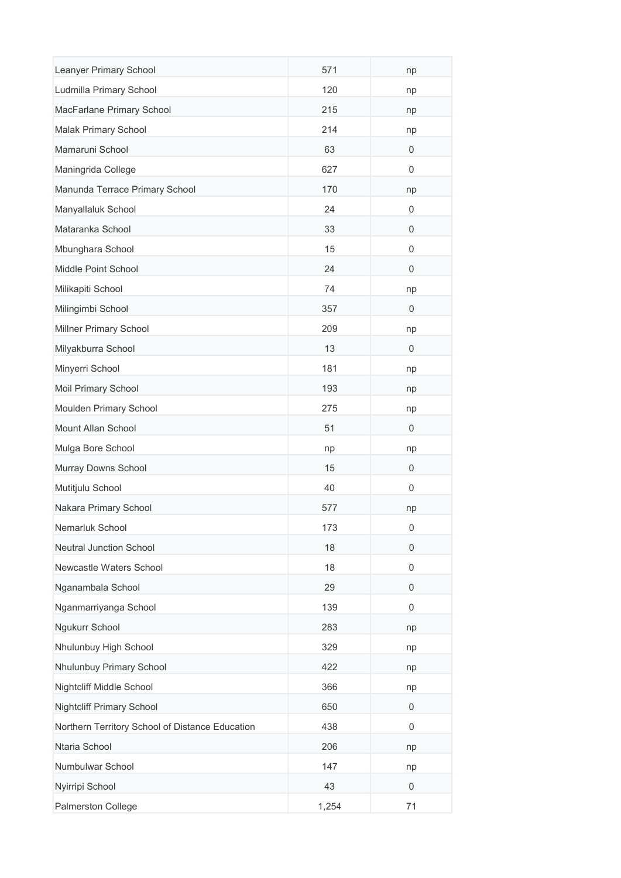| | | |
|---|---|---|
| Leanyer Primary School | 571 | np |
| Ludmilla Primary School | 120 | np |
| MacFarlane Primary School | 215 | np |
| Malak Primary School | 214 | np |
| Mamaruni School | 63 | 0 |
| Maningrida College | 627 | 0 |
| Manunda Terrace Primary School | 170 | np |
| Manyallaluk School | 24 | 0 |
| Mataranka School | 33 | 0 |
| Mbunghara School | 15 | 0 |
| Middle Point School | 24 | 0 |
| Milikapiti School | 74 | np |
| Milingimbi School | 357 | 0 |
| Millner Primary School | 209 | np |
| Milyakburra School | 13 | 0 |
| Minyerri School | 181 | np |
| Moil Primary School | 193 | np |
| Moulden Primary School | 275 | np |
| Mount Allan School | 51 | 0 |
| Mulga Bore School | np | np |
| Murray Downs School | 15 | 0 |
| Mutitjulu School | 40 | 0 |
| Nakara Primary School | 577 | np |
| Nemarluk School | 173 | 0 |
| Neutral Junction School | 18 | 0 |
| Newcastle Waters School | 18 | 0 |
| Nganambala School | 29 | 0 |
| Nganmarriyanga School | 139 | 0 |
| Ngukurr School | 283 | np |
| Nhulunbuy High School | 329 | np |
| Nhulunbuy Primary School | 422 | np |
| Nightcliff Middle School | 366 | np |
| Nightcliff Primary School | 650 | 0 |
| Northern Territory School of Distance Education | 438 | 0 |
| Ntaria School | 206 | np |
| Numbulwar School | 147 | np |
| Nyirripi School | 43 | 0 |
| Palmerston College | 1,254 | 71 |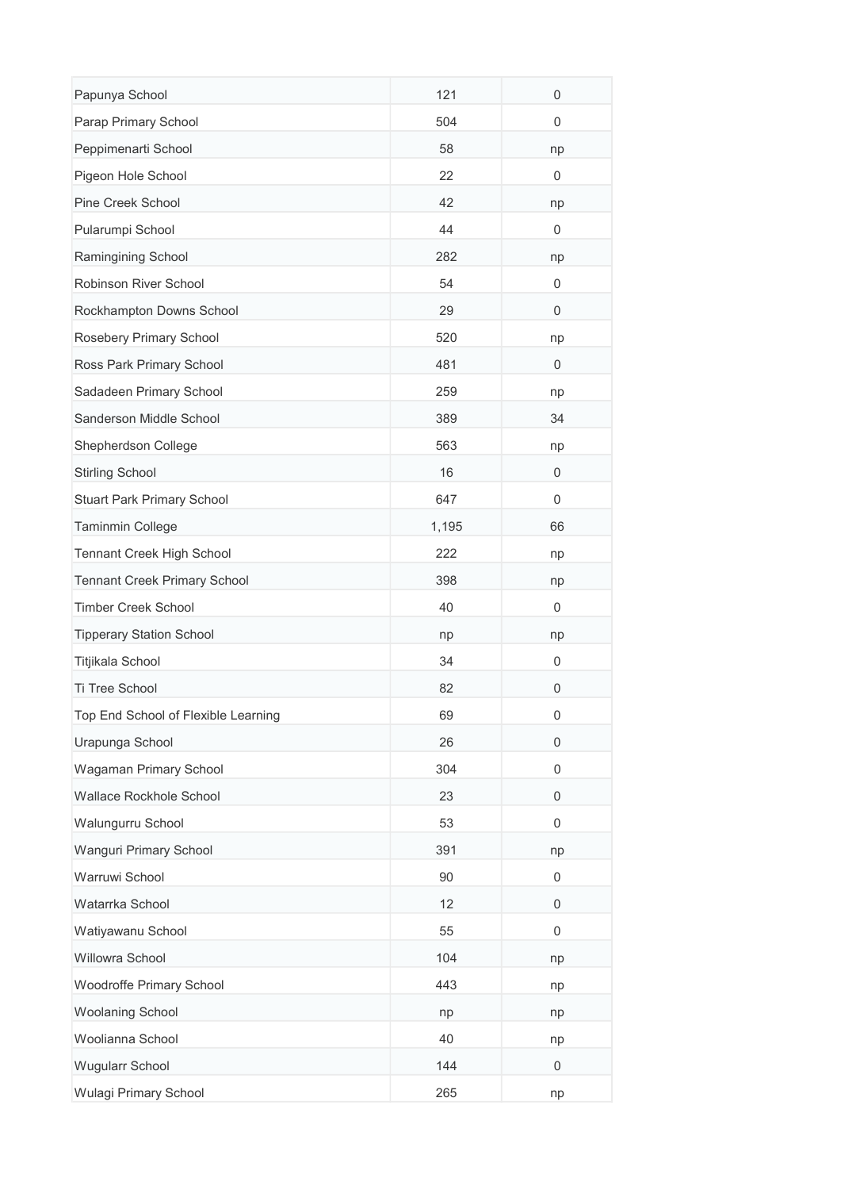| | | |
|---|---|---|
| Papunya School | 121 | 0 |
| Parap Primary School | 504 | 0 |
| Peppimenarti School | 58 | np |
| Pigeon Hole School | 22 | 0 |
| Pine Creek School | 42 | np |
| Pularumpi School | 44 | 0 |
| Ramingining School | 282 | np |
| Robinson River School | 54 | 0 |
| Rockhampton Downs School | 29 | 0 |
| Rosebery Primary School | 520 | np |
| Ross Park Primary School | 481 | 0 |
| Sadadeen Primary School | 259 | np |
| Sanderson Middle School | 389 | 34 |
| Shepherdson College | 563 | np |
| Stirling School | 16 | 0 |
| Stuart Park Primary School | 647 | 0 |
| Taminmin College | 1,195 | 66 |
| Tennant Creek High School | 222 | np |
| Tennant Creek Primary School | 398 | np |
| Timber Creek School | 40 | 0 |
| Tipperary Station School | np | np |
| Titjikala School | 34 | 0 |
| Ti Tree School | 82 | 0 |
| Top End School of Flexible Learning | 69 | 0 |
| Urapunga School | 26 | 0 |
| Wagaman Primary School | 304 | 0 |
| Wallace Rockhole School | 23 | 0 |
| Walungurru School | 53 | 0 |
| Wanguri Primary School | 391 | np |
| Warruwi School | 90 | 0 |
| Watarrka School | 12 | 0 |
| Watiyawanu School | 55 | 0 |
| Willowra School | 104 | np |
| Woodroffe Primary School | 443 | np |
| Woolaning School | np | np |
| Woolianna School | 40 | np |
| Wugularr School | 144 | 0 |
| Wulagi Primary School | 265 | np |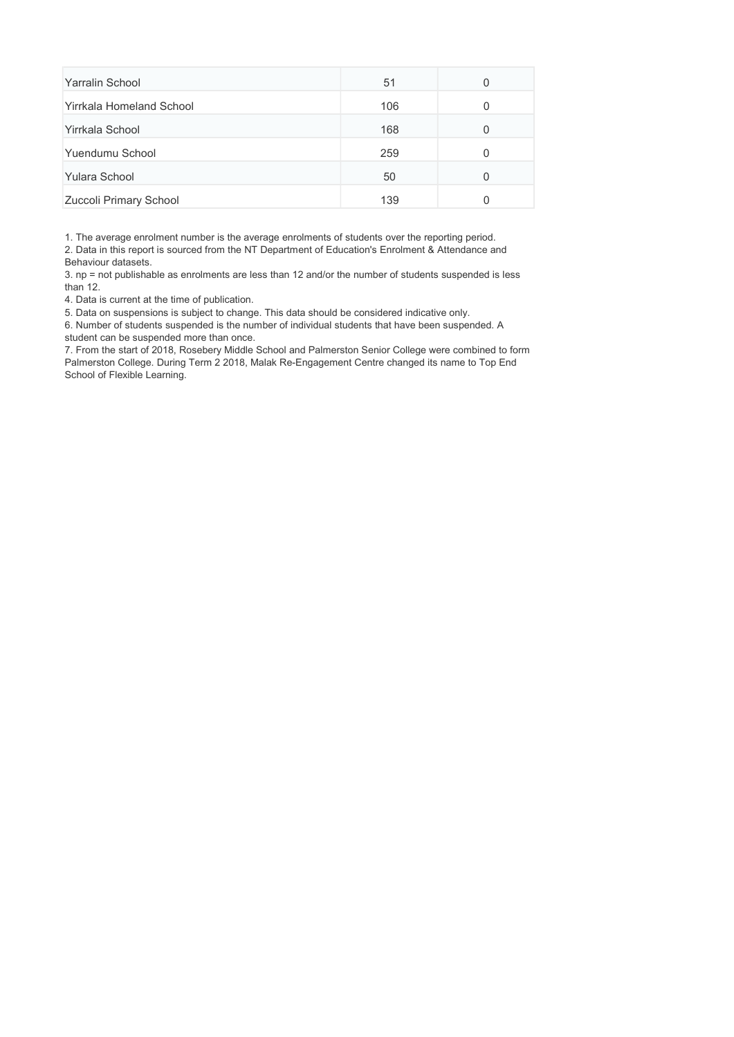| | | |
|---|---|---|
| Yarralin School | 51 | 0 |
| Yirrkala Homeland School | 106 | 0 |
| Yirrkala School | 168 | 0 |
| Yuendumu School | 259 | 0 |
| Yulara School | 50 | 0 |
| Zuccoli Primary School | 139 | 0 |

1. The average enrolment number is the average enrolments of students over the reporting period.
2. Data in this report is sourced from the NT Department of Education's Enrolment & Attendance and Behaviour datasets.
3. np = not publishable as enrolments are less than 12 and/or the number of students suspended is less than 12.
4. Data is current at the time of publication.
5. Data on suspensions is subject to change. This data should be considered indicative only.
6. Number of students suspended is the number of individual students that have been suspended. A student can be suspended more than once.
7. From the start of 2018, Rosebery Middle School and Palmerston Senior College were combined to form Palmerston College. During Term 2 2018, Malak Re-Engagement Centre changed its name to Top End School of Flexible Learning.